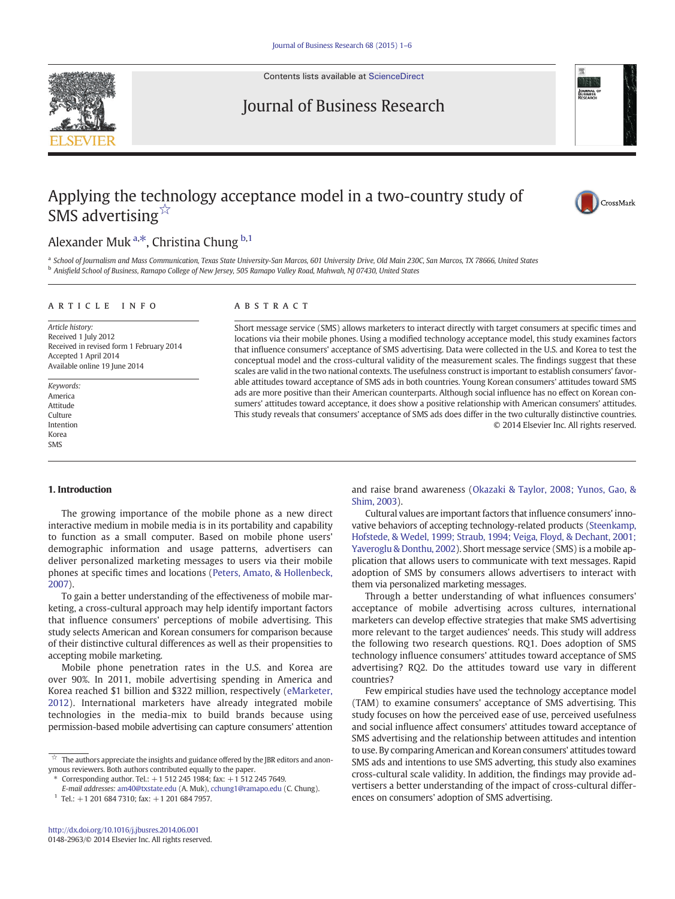# Applying the technology acceptance model in a two-country study of SMS advertising☆

Alexander Muk [a,*], Christina Chung [b,1]

[a] School of Journalism and Mass Communication, Texas State University-San Marcos, 601 University Drive, Old Main 230C, San Marcos, TX 78666, United States
[b] Anisfield School of Business, Ramapo College of New Jersey, 505 Ramapo Valley Road, Mahwah, NJ 07430, United States

## ARTICLE INFO

*Article history:*
Received 1 July 2012
Received in revised form 1 February 2014
Accepted 1 April 2014
Available online 19 June 2014

*Keywords:*
America
Attitude
Culture
Intention
Korea
SMS

## ABSTRACT

Short message service (SMS) allows marketers to interact directly with target consumers at specific times and locations via their mobile phones. Using a modified technology acceptance model, this study examines factors that influence consumers' acceptance of SMS advertising. Data were collected in the U.S. and Korea to test the conceptual model and the cross-cultural validity of the measurement scales. The findings suggest that these scales are valid in the two national contexts. The usefulness construct is important to establish consumers' favorable attitudes toward acceptance of SMS ads in both countries. Young Korean consumers' attitudes toward SMS ads are more positive than their American counterparts. Although social influence has no effect on Korean consumers' attitudes toward acceptance, it does show a positive relationship with American consumers' attitudes. This study reveals that consumers' acceptance of SMS ads does differ in the two culturally distinctive countries.

© 2014 Elsevier Inc. All rights reserved.

## 1. Introduction

The growing importance of the mobile phone as a new direct interactive medium in mobile media is in its portability and capability to function as a small computer. Based on mobile phone users' demographic information and usage patterns, advertisers can deliver personalized marketing messages to users via their mobile phones at specific times and locations (Peters, Amato, & Hollenbeck, 2007).

To gain a better understanding of the effectiveness of mobile marketing, a cross-cultural approach may help identify important factors that influence consumers' perceptions of mobile advertising. This study selects American and Korean consumers for comparison because of their distinctive cultural differences as well as their propensities to accepting mobile marketing.

Mobile phone penetration rates in the U.S. and Korea are over 90%. In 2011, mobile advertising spending in America and Korea reached $1 billion and $322 million, respectively (eMarketer, 2012). International marketers have already integrated mobile technologies in the media-mix to build brands because using permission-based mobile advertising can capture consumers' attention and raise brand awareness (Okazaki & Taylor, 2008; Yunos, Gao, & Shim, 2003).

Cultural values are important factors that influence consumers' innovative behaviors of accepting technology-related products (Steenkamp, Hofstede, & Wedel, 1999; Straub, 1994; Veiga, Floyd, & Dechant, 2001; Yaveroglu & Donthu, 2002). Short message service (SMS) is a mobile application that allows users to communicate with text messages. Rapid adoption of SMS by consumers allows advertisers to interact with them via personalized marketing messages.

Through a better understanding of what influences consumers' acceptance of mobile advertising across cultures, international marketers can develop effective strategies that make SMS advertising more relevant to the target audiences' needs. This study will address the following two research questions. RQ1. Does adoption of SMS technology influence consumers' attitudes toward acceptance of SMS advertising? RQ2. Do the attitudes toward use vary in different countries?

Few empirical studies have used the technology acceptance model (TAM) to examine consumers' acceptance of SMS advertising. This study focuses on how the perceived ease of use, perceived usefulness and social influence affect consumers' attitudes toward acceptance of SMS advertising and the relationship between attitudes and intention to use. By comparing American and Korean consumers' attitudes toward SMS ads and intentions to use SMS adverting, this study also examines cross-cultural scale validity. In addition, the findings may provide advertisers a better understanding of the impact of cross-cultural differences on consumers' adoption of SMS advertising.

---

☆ The authors appreciate the insights and guidance offered by the JBR editors and anonymous reviewers. Both authors contributed equally to the paper.

\* Corresponding author. Tel.: +1 512 245 1984; fax: +1 512 245 7649.
*E-mail addresses:* am40@txstate.edu (A. Muk), cchung1@ramapo.edu (C. Chung).

[1] Tel.: +1 201 684 7310; fax: +1 201 684 7957.

http://dx.doi.org/10.1016/j.jbusres.2014.06.001
0148-2963/© 2014 Elsevier Inc. All rights reserved.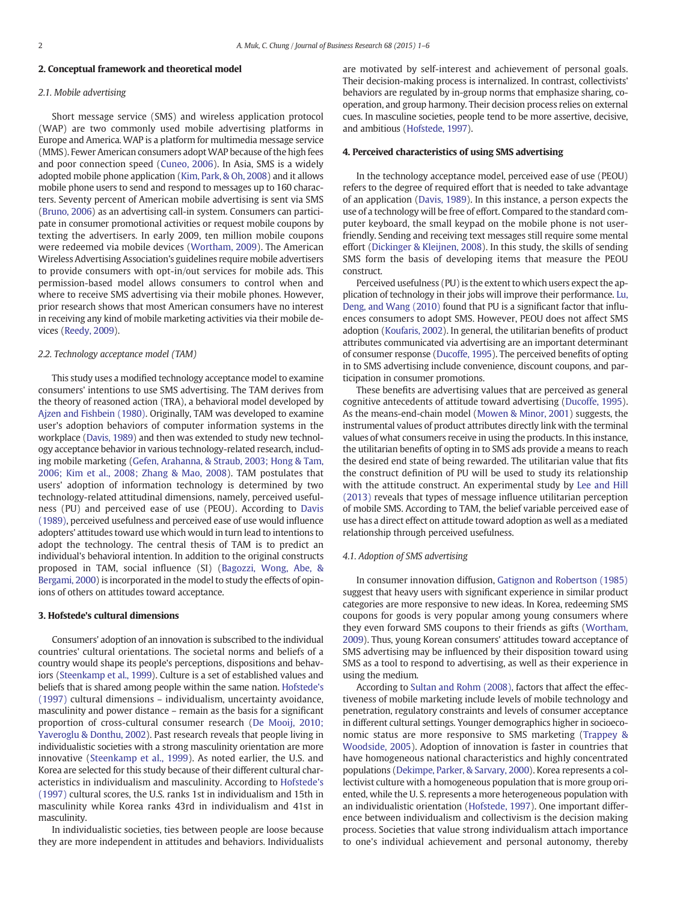## 2. Conceptual framework and theoretical model

### 2.1. Mobile advertising

Short message service (SMS) and wireless application protocol (WAP) are two commonly used mobile advertising platforms in Europe and America. WAP is a platform for multimedia message service (MMS). Fewer American consumers adopt WAP because of the high fees and poor connection speed (Cuneo, 2006). In Asia, SMS is a widely adopted mobile phone application (Kim, Park, & Oh, 2008) and it allows mobile phone users to send and respond to messages up to 160 characters. Seventy percent of American mobile advertising is sent via SMS (Bruno, 2006) as an advertising call-in system. Consumers can participate in consumer promotional activities or request mobile coupons by texting the advertisers. In early 2009, ten million mobile coupons were redeemed via mobile devices (Wortham, 2009). The American Wireless Advertising Association's guidelines require mobile advertisers to provide consumers with opt-in/out services for mobile ads. This permission-based model allows consumers to control when and where to receive SMS advertising via their mobile phones. However, prior research shows that most American consumers have no interest in receiving any kind of mobile marketing activities via their mobile devices (Reedy, 2009).

### 2.2. Technology acceptance model (TAM)

This study uses a modified technology acceptance model to examine consumers' intentions to use SMS advertising. The TAM derives from the theory of reasoned action (TRA), a behavioral model developed by Ajzen and Fishbein (1980). Originally, TAM was developed to examine user's adoption behaviors of computer information systems in the workplace (Davis, 1989) and then was extended to study new technology acceptance behavior in various technology-related research, including mobile marketing (Gefen, Arahanna, & Straub, 2003; Hong & Tam, 2006; Kim et al., 2008; Zhang & Mao, 2008). TAM postulates that users' adoption of information technology is determined by two technology-related attitudinal dimensions, namely, perceived usefulness (PU) and perceived ease of use (PEOU). According to Davis (1989), perceived usefulness and perceived ease of use would influence adopters' attitudes toward use which would in turn lead to intentions to adopt the technology. The central thesis of TAM is to predict an individual's behavioral intention. In addition to the original constructs proposed in TAM, social influence (SI) (Bagozzi, Wong, Abe, & Bergami, 2000) is incorporated in the model to study the effects of opinions of others on attitudes toward acceptance.

## 3. Hofstede's cultural dimensions

Consumers' adoption of an innovation is subscribed to the individual countries' cultural orientations. The societal norms and beliefs of a country would shape its people's perceptions, dispositions and behaviors (Steenkamp et al., 1999). Culture is a set of established values and beliefs that is shared among people within the same nation. Hofstede's (1997) cultural dimensions – individualism, uncertainty avoidance, masculinity and power distance – remain as the basis for a significant proportion of cross-cultural consumer research (De Mooij, 2010; Yaveroglu & Donthu, 2002). Past research reveals that people living in individualistic societies with a strong masculinity orientation are more innovative (Steenkamp et al., 1999). As noted earlier, the U.S. and Korea are selected for this study because of their different cultural characteristics in individualism and masculinity. According to Hofstede's (1997) cultural scores, the U.S. ranks 1st in individualism and 15th in masculinity while Korea ranks 43rd in individualism and 41st in masculinity.

In individualistic societies, ties between people are loose because they are more independent in attitudes and behaviors. Individualists are motivated by self-interest and achievement of personal goals. Their decision-making process is internalized. In contrast, collectivists' behaviors are regulated by in-group norms that emphasize sharing, cooperation, and group harmony. Their decision process relies on external cues. In masculine societies, people tend to be more assertive, decisive, and ambitious (Hofstede, 1997).

## 4. Perceived characteristics of using SMS advertising

In the technology acceptance model, perceived ease of use (PEOU) refers to the degree of required effort that is needed to take advantage of an application (Davis, 1989). In this instance, a person expects the use of a technology will be free of effort. Compared to the standard computer keyboard, the small keypad on the mobile phone is not user-friendly. Sending and receiving text messages still require some mental effort (Dickinger & Kleijnen, 2008). In this study, the skills of sending SMS form the basis of developing items that measure the PEOU construct.

Perceived usefulness (PU) is the extent to which users expect the application of technology in their jobs will improve their performance. Lu, Deng, and Wang (2010) found that PU is a significant factor that influences consumers to adopt SMS. However, PEOU does not affect SMS adoption (Koufaris, 2002). In general, the utilitarian benefits of product attributes communicated via advertising are an important determinant of consumer response (Ducoffe, 1995). The perceived benefits of opting in to SMS advertising include convenience, discount coupons, and participation in consumer promotions.

These benefits are advertising values that are perceived as general cognitive antecedents of attitude toward advertising (Ducoffe, 1995). As the means-end-chain model (Mowen & Minor, 2001) suggests, the instrumental values of product attributes directly link with the terminal values of what consumers receive in using the products. In this instance, the utilitarian benefits of opting in to SMS ads provide a means to reach the desired end state of being rewarded. The utilitarian value that fits the construct definition of PU will be used to study its relationship with the attitude construct. An experimental study by Lee and Hill (2013) reveals that types of message influence utilitarian perception of mobile SMS. According to TAM, the belief variable perceived ease of use has a direct effect on attitude toward adoption as well as a mediated relationship through perceived usefulness.

### 4.1. Adoption of SMS advertising

In consumer innovation diffusion, Gatignon and Robertson (1985) suggest that heavy users with significant experience in similar product categories are more responsive to new ideas. In Korea, redeeming SMS coupons for goods is very popular among young consumers where they even forward SMS coupons to their friends as gifts (Wortham, 2009). Thus, young Korean consumers' attitudes toward acceptance of SMS advertising may be influenced by their disposition toward using SMS as a tool to respond to advertising, as well as their experience in using the medium.

According to Sultan and Rohm (2008), factors that affect the effectiveness of mobile marketing include levels of mobile technology and penetration, regulatory constraints and levels of consumer acceptance in different cultural settings. Younger demographics higher in socioeconomic status are more responsive to SMS marketing (Trappey & Woodside, 2005). Adoption of innovation is faster in countries that have homogeneous national characteristics and highly concentrated populations (Dekimpe, Parker, & Sarvary, 2000). Korea represents a collectivist culture with a homogeneous population that is more group oriented, while the U. S. represents a more heterogeneous population with an individualistic orientation (Hofstede, 1997). One important difference between individualism and collectivism is the decision making process. Societies that value strong individualism attach importance to one's individual achievement and personal autonomy, thereby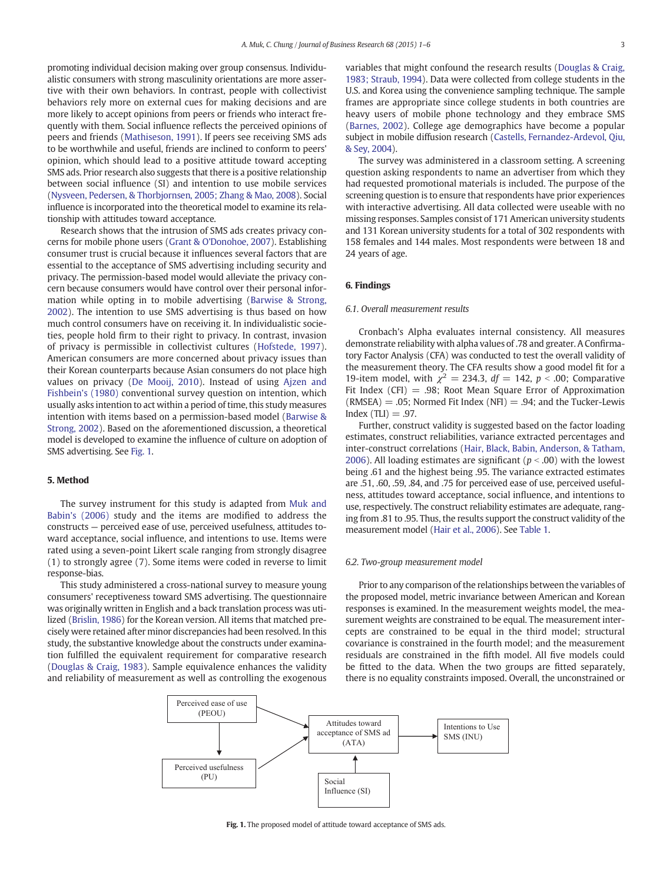promoting individual decision making over group consensus. Individualistic consumers with strong masculinity orientations are more assertive with their own behaviors. In contrast, people with collectivist behaviors rely more on external cues for making decisions and are more likely to accept opinions from peers or friends who interact frequently with them. Social influence reflects the perceived opinions of peers and friends (Mathiseson, 1991). If peers see receiving SMS ads to be worthwhile and useful, friends are inclined to conform to peers' opinion, which should lead to a positive attitude toward accepting SMS ads. Prior research also suggests that there is a positive relationship between social influence (SI) and intention to use mobile services (Nysveen, Pedersen, & Thorbjornsten, 2005; Zhang & Mao, 2008). Social influence is incorporated into the theoretical model to examine its relationship with attitudes toward acceptance.

Research shows that the intrusion of SMS ads creates privacy concerns for mobile phone users (Grant & O'Donohoe, 2007). Establishing consumer trust is crucial because it influences several factors that are essential to the acceptance of SMS advertising including security and privacy. The permission-based model would alleviate the privacy concern because consumers would have control over their personal information while opting in to mobile advertising (Barwise & Strong, 2002). The intention to use SMS advertising is thus based on how much control consumers have on receiving it. In individualistic societies, people hold firm to their right to privacy. In contrast, invasion of privacy is permissible in collectivist cultures (Hofstede, 1997). American consumers are more concerned about privacy issues than their Korean counterparts because Asian consumers do not place high values on privacy (De Mooij, 2010). Instead of using Ajzen and Fishbein's (1980) conventional survey question on intention, which usually asks intention to act within a period of time, this study measures intention with items based on a permission-based model (Barwise & Strong, 2002). Based on the aforementioned discussion, a theoretical model is developed to examine the influence of culture on adoption of SMS advertising. See Fig. 1.

## 5. Method

The survey instrument for this study is adapted from Muk and Babin's (2006) study and the items are modified to address the constructs — perceived ease of use, perceived usefulness, attitudes toward acceptance, social influence, and intentions to use. Items were rated using a seven-point Likert scale ranging from strongly disagree (1) to strongly agree (7). Some items were coded in reverse to limit response-bias.

This study administered a cross-national survey to measure young consumers' receptiveness toward SMS advertising. The questionnaire was originally written in English and a back translation process was utilized (Brislin, 1986) for the Korean version. All items that matched precisely were retained after minor discrepancies had been resolved. In this study, the substantive knowledge about the constructs under examination fulfilled the equivalent requirement for comparative research (Douglas & Craig, 1983). Sample equivalence enhances the validity and reliability of measurement as well as controlling the exogenous variables that might confound the research results (Douglas & Craig, 1983; Straub, 1994). Data were collected from college students in the U.S. and Korea using the convenience sampling technique. The sample frames are appropriate since college students in both countries are heavy users of mobile phone technology and they embrace SMS (Barnes, 2002). College age demographics have become a popular subject in mobile diffusion research (Castells, Fernandez-Ardevol, Qiu, & Sey, 2004).

The survey was administered in a classroom setting. A screening question asking respondents to name an advertiser from which they had requested promotional materials is included. The purpose of the screening question is to ensure that respondents have prior experiences with interactive advertising. All data collected were useable with no missing responses. Samples consist of 171 American university students and 131 Korean university students for a total of 302 respondents with 158 females and 144 males. Most respondents were between 18 and 24 years of age.

## 6. Findings

### 6.1. Overall measurement results

Cronbach's Alpha evaluates internal consistency. All measures demonstrate reliability with alpha values of .78 and greater. A Confirmatory Factor Analysis (CFA) was conducted to test the overall validity of the measurement theory. The CFA results show a good model fit for a 19-item model, with $\chi^2 = 234.3$, $df = 142$, $p < .00$; Comparative Fit Index (CFI) = .98; Root Mean Square Error of Approximation (RMSEA) = .05; Normed Fit Index (NFI) = .94; and the Tucker-Lewis Index (TLI) = .97.

Further, construct validity is suggested based on the factor loading estimates, construct reliabilities, variance extracted percentages and inter-construct correlations (Hair, Black, Babin, Anderson, & Tatham, 2006). All loading estimates are significant ($p < .00$) with the lowest being .61 and the highest being .95. The variance extracted estimates are .51, .60, .59, .84, and .75 for perceived ease of use, perceived usefulness, attitudes toward acceptance, social influence, and intentions to use, respectively. The construct reliability estimates are adequate, ranging from .81 to .95. Thus, the results support the construct validity of the measurement model (Hair et al., 2006). See Table 1.

### 6.2. Two-group measurement model

Prior to any comparison of the relationships between the variables of the proposed model, metric invariance between American and Korean responses is examined. In the measurement weights model, the measurement weights are constrained to be equal. The measurement intercepts are constrained to be equal in the third model; structural covariance is constrained in the fourth model; and the measurement residuals are constrained in the fifth model. All five models could be fitted to the data. When the two groups are fitted separately, there is no equality constraints imposed. Overall, the unconstrained or

Perceived ease of use (PEOU) → Attitudes toward acceptance of SMS ad (ATA); Perceived ease of use (PEOU) → Perceived usefulness (PU); Perceived usefulness (PU) → Attitudes toward acceptance of SMS ad (ATA); Social Influence (SI) → Attitudes toward acceptance of SMS ad (ATA); Attitudes toward acceptance of SMS ad (ATA) → Intentions to Use SMS (INU)

**Fig. 1.** The proposed model of attitude toward acceptance of SMS ads.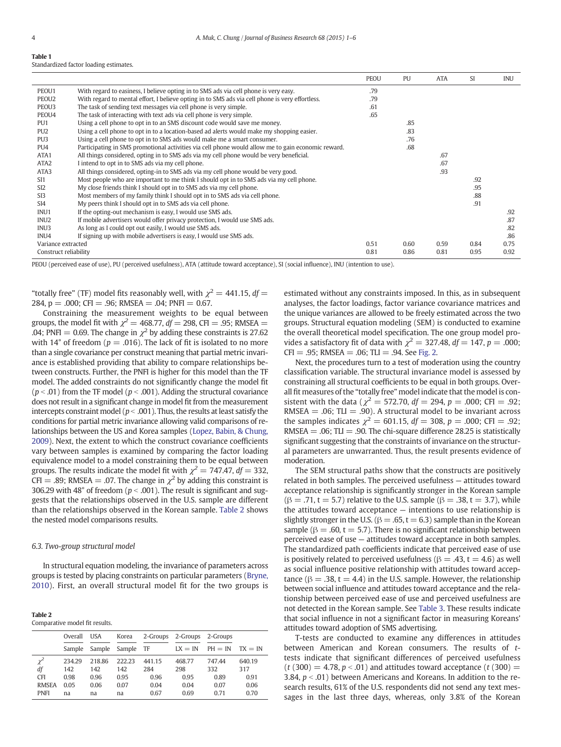**Table 1**
Standardized factor loading estimates.

| | | PEOU | PU | ATA | SI | INU |
|---|---|---|---|---|---|---|
| PEOU1 | With regard to easiness, I believe opting in to SMS ads via cell phone is very easy. | .79 | | | | |
| PEOU2 | With regard to mental effort, I believe opting in to SMS ads via cell phone is very effortless. | .79 | | | | |
| PEOU3 | The task of sending text messages via cell phone is very simple. | .61 | | | | |
| PEOU4 | The task of interacting with text ads via cell phone is very simple. | .65 | | | | |
| PU1 | Using a cell phone to opt in to an SMS discount code would save me money. | | .85 | | | |
| PU2 | Using a cell phone to opt in to a location-based ad alerts would make my shopping easier. | | .83 | | | |
| PU3 | Using a cell phone to opt in to SMS ads would make me a smart consumer. | | .76 | | | |
| PU4 | Participating in SMS promotional activities via cell phone would allow me to gain economic reward. | | .68 | | | |
| ATA1 | All things considered, opting in to SMS ads via my cell phone would be very beneficial. | | | .67 | | |
| ATA2 | I intend to opt in to SMS ads via my cell phone. | | | .67 | | |
| ATA3 | All things considered, opting-in to SMS ads via my cell phone would be very good. | | | .93 | | |
| SI1 | Most people who are important to me think I should opt in to SMS ads via my cell phone. | | | | .92 | |
| SI2 | My close friends think I should opt in to SMS ads via my cell phone. | | | | .95 | |
| SI3 | Most members of my family think I should opt in to SMS ads via cell phone. | | | | .88 | |
| SI4 | My peers think I should opt in to SMS ads via cell phone. | | | | .91 | |
| INU1 | If the opting-out mechanism is easy, I would use SMS ads. | | | | | .92 |
| INU2 | If mobile advertisers would offer privacy protection, I would use SMS ads. | | | | | .87 |
| INU3 | As long as I could opt out easily, I would use SMS ads. | | | | | .82 |
| INU4 | If signing up with mobile advertisers is easy, I would use SMS ads. | | | | | .86 |
| Variance extracted | | 0.51 | 0.60 | 0.59 | 0.84 | 0.75 |
| Construct reliability | | 0.81 | 0.86 | 0.81 | 0.95 | 0.92 |

PEOU (perceived ease of use), PU (perceived usefulness), ATA (attitude toward acceptance), SI (social influence), INU (intention to use).

"totally free" (TF) model fits reasonably well, with $\chi^2 = 441.15$, $df = 284$, p = .000; CFI = .96; RMSEA = .04; PNFI = 0.67.

Constraining the measurement weights to be equal between groups, the model fit with $\chi^2 = 468.77$, $df = 298$, CFI = .95; RMSEA = .04; PNFI = 0.69. The change in $\chi^2$ by adding these constraints is 27.62 with 14° of freedom ($p = .016$). The lack of fit is isolated to no more than a single covariance per construct meaning that partial metric invariance is established providing that ability to compare relationships between constructs. Further, the PNFI is higher for this model than the TF model. The added constraints do not significantly change the model fit ($p < .01$) from the TF model ($p < .001$). Adding the structural covariance does not result in a significant change in model fit from the measurement intercepts constraint model ($p < .001$). Thus, the results at least satisfy the conditions for partial metric invariance allowing valid comparisons of relationships between the US and Korea samples (Lopez, Babin, & Chung, 2009). Next, the extent to which the construct covariance coefficients vary between samples is examined by comparing the factor loading equivalence model to a model constraining them to be equal between groups. The results indicate the model fit with $\chi^2 = 747.47$, $df = 332$, CFI = .89; RMSEA = .07. The change in $\chi^2$ by adding this constraint is 306.29 with 48° of freedom ($p < .001$). The result is significant and suggests that the relationships observed in the U.S. sample are different than the relationships observed in the Korean sample. Table 2 shows the nested model comparisons results.

### 6.3. Two-group structural model

In structural equation modeling, the invariance of parameters across groups is tested by placing constraints on particular parameters (Bryne, 2010). First, an overall structural model fit for the two groups is estimated without any constraints imposed. In this, as in subsequent analyses, the factor loadings, factor variance covariance matrices and the unique variances are allowed to be freely estimated across the two groups. Structural equation modeling (SEM) is conducted to examine the overall theoretical model specification. The one group model provides a satisfactory fit of data with $\chi^2 = 327.48$, $df = 147$, $p = .000$; CFI = .95; RMSEA = .06; TLI = .94. See Fig. 2.

Next, the procedures turn to a test of moderation using the country classification variable. The structural invariance model is assessed by constraining all structural coefficients to be equal in both groups. Overall fit measures of the "totally free" model indicate that the model is consistent with the data ($\chi^2 = 572.70$, $df = 294$, $p = .000$; CFI = .92; RMSEA = .06; TLI = .90). A structural model to be invariant across the samples indicates $\chi^2 = 601.15$, $df = 308$, $p = .000$; CFI = .92; RMSEA = .06; TLI = .90. The chi-square difference 28.25 is statistically significant suggesting that the constraints of invariance on the structural parameters are unwarranted. Thus, the result presents evidence of moderation.

The SEM structural paths show that the constructs are positively related in both samples. The perceived usefulness — attitudes toward acceptance relationship is significantly stronger in the Korean sample (β = .71, t = 5.7) relative to the U.S. sample (β = .38, t = 3.7), while the attitudes toward acceptance — intentions to use relationship is slightly stronger in the U.S. (β = .65, t = 6.3) sample than in the Korean sample (β = .60, t = 5.7). There is no significant relationship between perceived ease of use — attitudes toward acceptance in both samples. The standardized path coefficients indicate that perceived ease of use is positively related to perceived usefulness (β = .43, t = 4.6) as well as social influence positive relationship with attitudes toward acceptance (β = .38, t = 4.4) in the U.S. sample. However, the relationship between social influence and attitudes toward acceptance and the relationship between perceived ease of use and perceived usefulness are not detected in the Korean sample. See Table 3. These results indicate that social influence in not a significant factor in measuring Koreans' attitudes toward adoption of SMS advertising.

T-tests are conducted to examine any differences in attitudes between American and Korean consumers. The results of *t*-tests indicate that significant differences of perceived usefulness ($t$ (300) = 4.78, $p < .01$) and attitudes toward acceptance ($t$ (300) = 3.84, $p < .01$) between Americans and Koreans. In addition to the research results, 61% of the U.S. respondents did not send any text messages in the last three days, whereas, only 3.8% of the Korean

**Table 2**
Comparative model fit results.

| | Overall | USA | Korea | 2-Groups | 2-Groups | 2-Groups | |
|---|---|---|---|---|---|---|---|
| | Sample | Sample | Sample | TF | LX = IN | PH = IN | TX = IN |
| $\chi^2$ | 234.29 | 218.86 | 222.23 | 441.15 | 468.77 | 747.44 | 640.19 |
| $df$ | 142 | 142 | 142 | 284 | 298 | 332 | 317 |
| CFI | 0.98 | 0.96 | 0.95 | 0.96 | 0.95 | 0.89 | 0.91 |
| RMSEA | 0.05 | 0.06 | 0.07 | 0.04 | 0.04 | 0.07 | 0.06 |
| PNFI | na | na | na | 0.67 | 0.69 | 0.71 | 0.70 |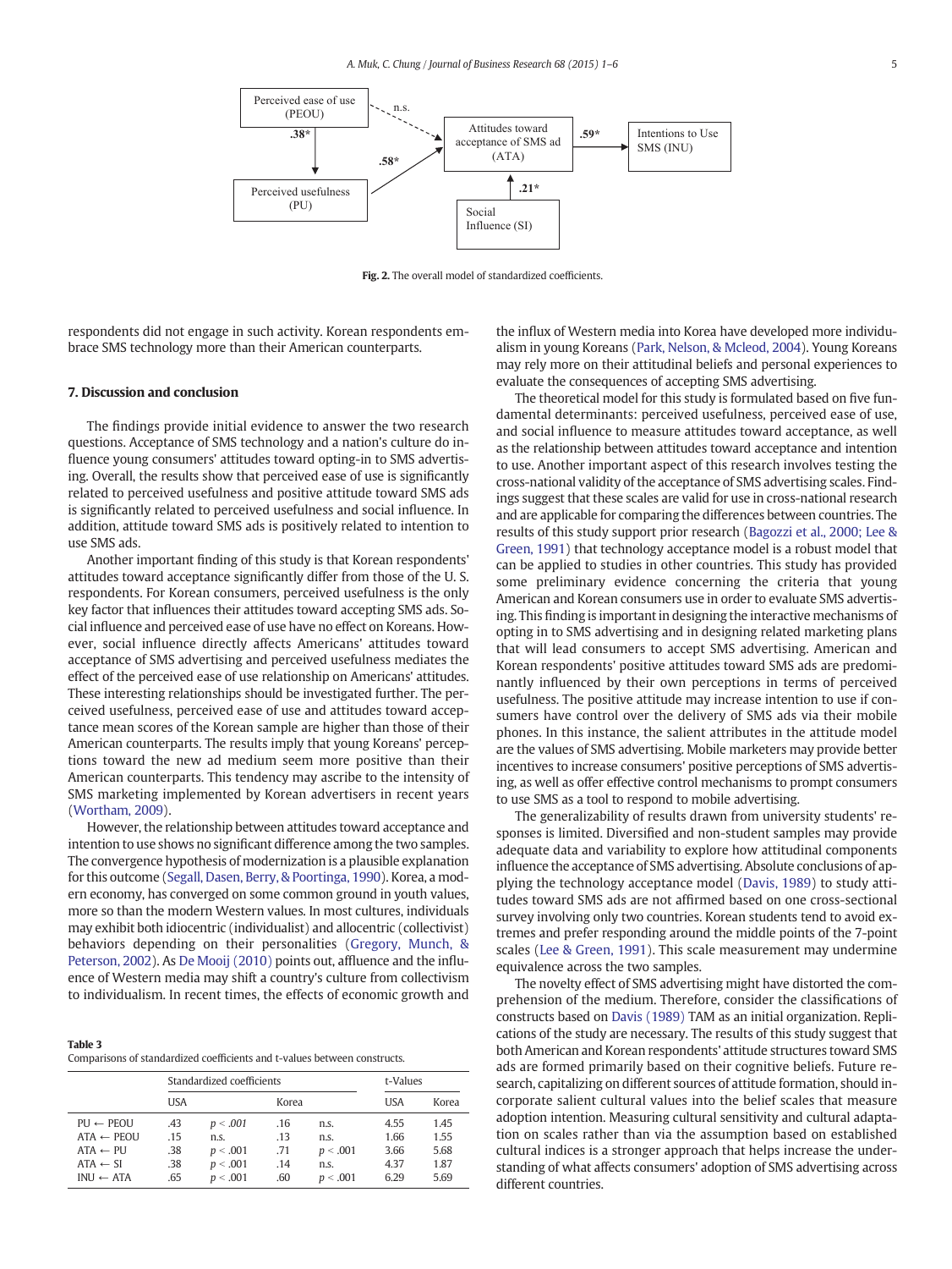Perceived ease of use (PEOU)

n.s.

.38*

Attitudes toward acceptance of SMS ad (ATA)

.59*

Intentions to Use SMS (INU)

.58*

.21*

Perceived usefulness (PU)

Social Influence (SI)

**Fig. 2.** The overall model of standardized coefficients.

respondents did not engage in such activity. Korean respondents embrace SMS technology more than their American counterparts.

## 7. Discussion and conclusion

The findings provide initial evidence to answer the two research questions. Acceptance of SMS technology and a nation's culture do influence young consumers' attitudes toward opting-in to SMS advertising. Overall, the results show that perceived ease of use is significantly related to perceived usefulness and positive attitude toward SMS ads is significantly related to perceived usefulness and social influence. In addition, attitude toward SMS ads is positively related to intention to use SMS ads.

Another important finding of this study is that Korean respondents' attitudes toward acceptance significantly differ from those of the U. S. respondents. For Korean consumers, perceived usefulness is the only key factor that influences their attitudes toward accepting SMS ads. Social influence and perceived ease of use have no effect on Koreans. However, social influence directly affects Americans' attitudes toward acceptance of SMS advertising and perceived usefulness mediates the effect of the perceived ease of use relationship on Americans' attitudes. These interesting relationships should be investigated further. The perceived usefulness, perceived ease of use and attitudes toward acceptance mean scores of the Korean sample are higher than those of their American counterparts. The results imply that young Koreans' perceptions toward the new ad medium seem more positive than their American counterparts. This tendency may ascribe to the intensity of SMS marketing implemented by Korean advertisers in recent years (Wortham, 2009).

However, the relationship between attitudes toward acceptance and intention to use shows no significant difference among the two samples. The convergence hypothesis of modernization is a plausible explanation for this outcome (Segall, Dasen, Berry, & Poortinga, 1990). Korea, a modern economy, has converged on some common ground in youth values, more so than the modern Western values. In most cultures, individuals may exhibit both idiocentric (individualist) and allocentric (collectivist) behaviors depending on their personalities (Gregory, Munch, & Peterson, 2002). As De Mooij (2010) points out, affluence and the influence of Western media may shift a country's culture from collectivism to individualism. In recent times, the effects of economic growth and the influx of Western media into Korea have developed more individualism in young Koreans (Park, Nelson, & Mcleod, 2004). Young Koreans may rely more on their attitudinal beliefs and personal experiences to evaluate the consequences of accepting SMS advertising.

The theoretical model for this study is formulated based on five fundamental determinants: perceived usefulness, perceived ease of use, and social influence to measure attitudes toward acceptance, as well as the relationship between attitudes toward acceptance and intention to use. Another important aspect of this research involves testing the cross-national validity of the acceptance of SMS advertising scales. Findings suggest that these scales are valid for use in cross-national research and are applicable for comparing the differences between countries. The results of this study support prior research (Bagozzi et al., 2000; Lee & Green, 1991) that technology acceptance model is a robust model that can be applied to studies in other countries. This study has provided some preliminary evidence concerning the criteria that young American and Korean consumers use in order to evaluate SMS advertising. This finding is important in designing the interactive mechanisms of opting in to SMS advertising and in designing related marketing plans that will lead consumers to accept SMS advertising. American and Korean respondents' positive attitudes toward SMS ads are predominantly influenced by their own perceptions in terms of perceived usefulness. The positive attitude may increase intention to use if consumers have control over the delivery of SMS ads via their mobile phones. In this instance, the salient attributes in the attitude model are the values of SMS advertising. Mobile marketers may provide better incentives to increase consumers' positive perceptions of SMS advertising, as well as offer effective control mechanisms to prompt consumers to use SMS as a tool to respond to mobile advertising.

The generalizability of results drawn from university students' responses is limited. Diversified and non-student samples may provide adequate data and variability to explore how attitudinal components influence the acceptance of SMS advertising. Absolute conclusions of applying the technology acceptance model (Davis, 1989) to study attitudes toward SMS ads are not affirmed based on one cross-sectional survey involving only two countries. Korean students tend to avoid extremes and prefer responding around the middle points of the 7-point scales (Lee & Green, 1991). This scale measurement may undermine equivalence across the two samples.

The novelty effect of SMS advertising might have distorted the comprehension of the medium. Therefore, consider the classifications of constructs based on Davis (1989) TAM as an initial organization. Replications of the study are necessary. The results of this study suggest that both American and Korean respondents' attitude structures toward SMS ads are formed primarily based on their cognitive beliefs. Future research, capitalizing on different sources of attitude formation, should incorporate salient cultural values into the belief scales that measure adoption intention. Measuring cultural sensitivity and cultural adaptation on scales rather than via the assumption based on established cultural indices is a stronger approach that helps increase the understanding of what affects consumers' adoption of SMS advertising across different countries.

**Table 3**
Comparisons of standardized coefficients and t-values between constructs.

| | Standardized coefficients | | | | t-Values | |
|---|---|---|---|---|---|---|
| | USA | | Korea | | USA | Korea |
| PU ← PEOU | .43 | $p < .001$ | .16 | n.s. | 4.55 | 1.45 |
| ATA ← PEOU | .15 | n.s. | .13 | n.s. | 1.66 | 1.55 |
| ATA ← PU | .38 | $p < .001$ | .71 | $p < .001$ | 3.66 | 5.68 |
| ATA ← SI | .38 | $p < .001$ | .14 | n.s. | 4.37 | 1.87 |
| INU ← ATA | .65 | $p < .001$ | .60 | $p < .001$ | 6.29 | 5.69 |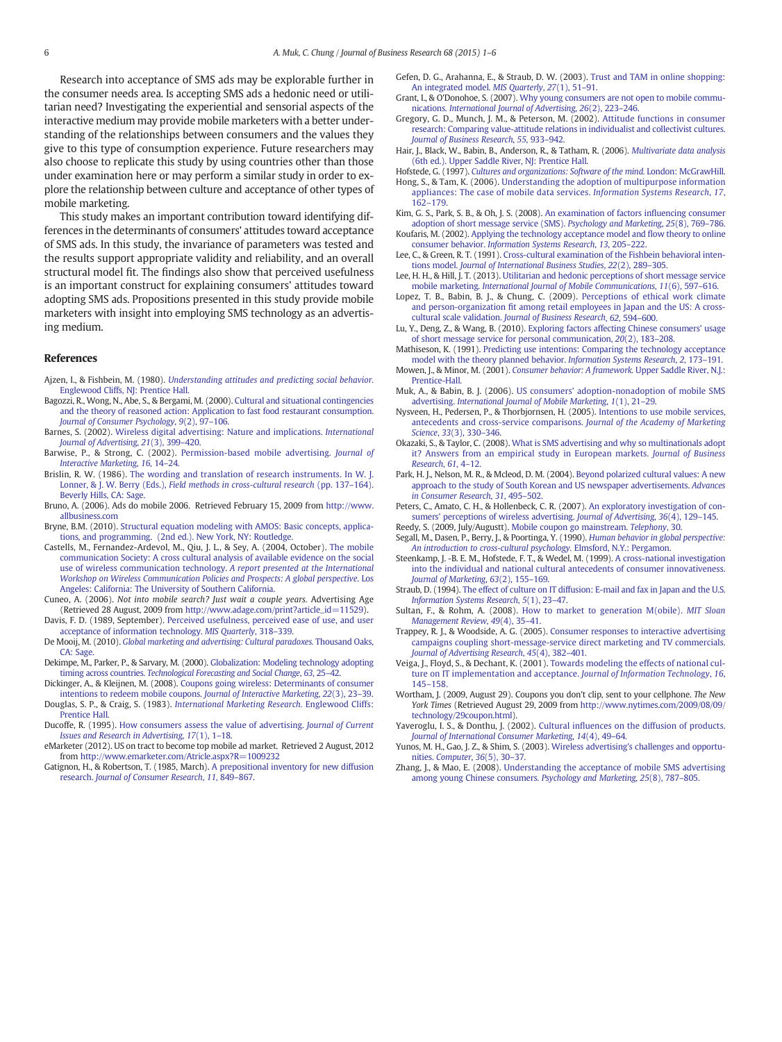Research into acceptance of SMS ads may be explorable further in the consumer needs area. Is accepting SMS ads a hedonic need or utilitarian need? Investigating the experiential and sensorial aspects of the interactive medium may provide mobile marketers with a better understanding of the relationships between consumers and the values they give to this type of consumption experience. Future researchers may also choose to replicate this study by using countries other than those under examination here or may perform a similar study in order to explore the relationship between culture and acceptance of other types of mobile marketing.

This study makes an important contribution toward identifying differences in the determinants of consumers' attitudes toward acceptance of SMS ads. In this study, the invariance of parameters was tested and the results support appropriate validity and reliability, and an overall structural model fit. The findings also show that perceived usefulness is an important construct for explaining consumers' attitudes toward adopting SMS ads. Propositions presented in this study provide mobile marketers with insight into employing SMS technology as an advertising medium.

## References

Ajzen, I., & Fishbein, M. (1980). *Understanding attitudes and predicting social behavior.* Englewood Cliffs, NJ: Prentice Hall.

Bagozzi, R., Wong, N., Abe, S., & Bergami, M. (2000). Cultural and situational contingencies and the theory of reasoned action: Application to fast food restaurant consumption. *Journal of Consumer Psychology*, *9*(2), 97–106.

Barnes, S. (2002). Wireless digital advertising: Nature and implications. *International Journal of Advertising*, *21*(3), 399–420.

Barwise, P., & Strong, C. (2002). Permission-based mobile advertising. *Journal of Interactive Marketing*, *16*, 14–24.

Brislin, R. W. (1986). The wording and translation of research instruments. In W. J. Lonner, & J. W. Berry (Eds.), *Field methods in cross-cultural research* (pp. 137–164). Beverly Hills, CA: Sage.

Bruno, A. (2006). Ads do mobile 2006. Retrieved February 15, 2009 from http://www.allbusiness.com

Bryne, B.M. (2010). Structural equation modeling with AMOS: Basic concepts, applications, and programming. (2nd ed.). New York, NY: Routledge.

Castells, M., Fernandez-Ardevol, M., Qiu, J. L., & Sey, A. (2004, October). The mobile communication Society: A cross cultural analysis of available evidence on the social use of wireless communication technology. *A report presented at the International Workshop on Wireless Communication Policies and Prospects: A global perspective*. Los Angeles: California: The University of Southern California.

Cuneo, A. (2006). *Not into mobile search? Just wait a couple years.* Advertising Age (Retrieved 28 August, 2009 from http://www.adage.com/print?article_id=11529).

Davis, F. D. (1989, September). Perceived usefulness, perceived ease of use, and user acceptance of information technology. *MIS Quarterly*, 318–339.

De Mooij, M. (2010). *Global marketing and advertising: Cultural paradoxes.* Thousand Oaks, CA: Sage.

Dekimpe, M., Parker, P., & Sarvary, M. (2000). Globalization: Modeling technology adopting timing across countries. *Technological Forecasting and Social Change*, *63*, 25–42.

Dickinger, A., & Kleijnen, M. (2008). Coupons going wireless: Determinants of consumer intentions to redeem mobile coupons. *Journal of Interactive Marketing*, *22*(3), 23–39.

Douglas, S. P., & Craig, S. (1983). *International Marketing Research.* Englewood Cliffs: Prentice Hall.

Ducoffe, R. (1995). How consumers assess the value of advertising. *Journal of Current Issues and Research in Advertising*, *17*(1), 1–18.

eMarketer (2012). US on tract to become top mobile ad market. Retrieved 2 August, 2012 from http://www.emarketer.com/Atricle.aspx?R=1009232

Gatignon, H., & Robertson, T. (1985, March). A prepositional inventory for new diffusion research. *Journal of Consumer Research*, *11*, 849–867.

Gefen, D. G., Arahanna, E., & Straub, D. W. (2003). Trust and TAM in online shopping: An integrated model. *MIS Quarterly*, *27*(1), 51–91.

Grant, I., & O'Donohoe, S. (2007). Why young consumers are not open to mobile communications. *International Journal of Advertising*, *26*(2), 223–246.

Gregory, G. D., Munch, J. M., & Peterson, M. (2002). Attitude functions in consumer research: Comparing value-attitude relations in individualist and collectivist cultures. *Journal of Business Research*, *55*, 933–942.

Hair, J., Black, W., Babin, B., Anderson, R., & Tatham, R. (2006). *Multivariate data analysis* (6th ed.). Upper Saddle River, NJ: Prentice Hall.

Hofstede, G. (1997). *Cultures and organizations: Software of the mind.* London: McGrawHill.

Hong, S., & Tam, K. (2006). Understanding the adoption of multipurpose information appliances: The case of mobile data services. *Information Systems Research*, *17*, 162–179.

Kim, G. S., Park, S. B., & Oh, J. S. (2008). An examination of factors influencing consumer adoption of short message service (SMS). *Psychology and Marketing*, *25*(8), 769–786.

Koufaris, M. (2002). Applying the technology acceptance model and flow theory to online consumer behavior. *Information Systems Research*, *13*, 205–222.

Lee, C., & Green, R. T. (1991). Cross-cultural examination of the Fishbein behavioral intentions model. *Journal of International Business Studies*, *22*(2), 289–305.

Lee, H. H., & Hill, J. T. (2013). Utilitarian and hedonic perceptions of short message service mobile marketing. *International Journal of Mobile Communications*, *11*(6), 597–616.

Lopez, T. B., Babin, B. J., & Chung, C. (2009). Perceptions of ethical work climate and person-organization fit among retail employees in Japan and the US: A cross-cultural scale validation. *Journal of Business Research*, *62*, 594–600.

Lu, Y., Deng, Z., & Wang, B. (2010). Exploring factors affecting Chinese consumers' usage of short message service for personal communication, *20*(2), 183–208.

Mathiseson, K. (1991). Predicting use intentions: Comparing the technology acceptance model with the theory planned behavior. *Information Systems Research*, *2*, 173–191.

Mowen, J., & Minor, M. (2001). *Consumer behavior: A framework.* Upper Saddle River, N.J.: Prentice-Hall.

Muk, A., & Babin, B. J. (2006). US consumers' adoption-nonadoption of mobile SMS advertising. *International Journal of Mobile Marketing*, *1*(1), 21–29.

Nysveen, H., Pedersen, P., & Thorbjornsen, H. (2005). Intentions to use mobile services, antecedents and cross-service comparisons. *Journal of the Academy of Marketing Science*, *33*(3), 330–346.

Okazaki, S., & Taylor, C. (2008). What is SMS advertising and why so multinationals adopt it? Answers from an empirical study in European markets. *Journal of Business Research*, *61*, 4–12.

Park, H. J., Nelson, M. R., & Mcleod, D. M. (2004). Beyond polarized cultural values: A new approach to the study of South Korean and US newspaper advertisements. *Advances in Consumer Research*, *31*, 495–502.

Peters, C., Amato, C. H., & Hollenbeck, C. R. (2007). An exploratory investigation of consumers' perceptions of wireless advertising. *Journal of Advertising*, *36*(4), 129–145.

Reedy, S. (2009, July/Augustt). Mobile coupon go mainstream. *Telephony*, 30.

Segall, M., Dasen, P., Berry, J., & Poortinga, Y. (1990). *Human behavior in global perspective: An introduction to cross-cultural psychology.* Elmsford, N.Y.: Pergamon.

Steenkamp, J. -B. E. M., Hofstede, F. T., & Wedel, M. (1999). A cross-national investigation into the individual and national cultural antecedents of consumer innovativeness. *Journal of Marketing*, *63*(2), 155–169.

Straub, D. (1994). The effect of culture on IT diffusion: E-mail and fax in Japan and the U.S. *Information Systems Research*, *5*(1), 23–47.

Sultan, F., & Rohm, A. (2008). How to market to generation M(obile). *MIT Sloan Management Review*, *49*(4), 35–41.

Trappey, R. J., & Woodside, A. G. (2005). Consumer responses to interactive advertising campaigns coupling short-message-service direct marketing and TV commercials. *Journal of Advertising Research*, *45*(4), 382–401.

Veiga, J., Floyd, S., & Dechant, K. (2001). Towards modeling the effects of national culture on IT implementation and acceptance. *Journal of Information Technology*, *16*, 145–158.

Wortham, J. (2009, August 29). Coupons you don't clip, sent to your cellphone. *The New York Times* (Retrieved August 29, 2009 from http://www.nytimes.com/2009/08/09/technology/29coupon.html).

Yaveroglu, I. S., & Donthu, J. (2002). Cultural influences on the diffusion of products. *Journal of International Consumer Marketing*, *14*(4), 49–64.

Yunos, M. H., Gao, J. Z., & Shim, S. (2003). Wireless advertising's challenges and opportunities. *Computer*, *36*(5), 30–37.

Zhang, J., & Mao, E. (2008). Understanding the acceptance of mobile SMS advertising among young Chinese consumers. *Psychology and Marketing*, *25*(8), 787–805.